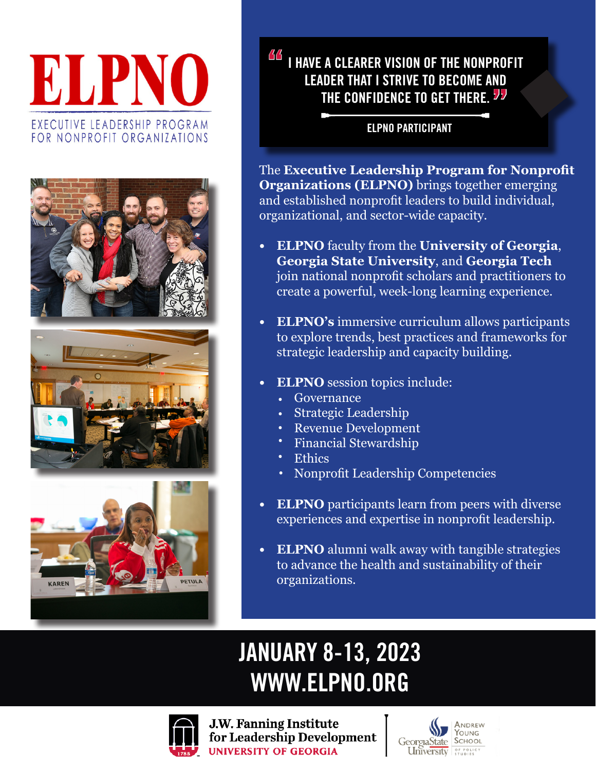# ELPNO

EXECUTIVE LEADERSHIP PROGRAM FOR NONPROFIT ORGANIZATIONS

> "I HAVE A CLEARER VISION OF THE NONPROFIT LEADER THAT I STRIVE TO BECOME AND THE CONFIDENCE TO GET THERE."
>
> ELPNO PARTICIPANT

The **Executive Leadership Program for Nonprofit Organizations (ELPNO)** brings together emerging and established nonprofit leaders to build individual, organizational, and sector-wide capacity.

- **ELPNO** faculty from the **University of Georgia**, **Georgia State University**, and **Georgia Tech** join national nonprofit scholars and practitioners to create a powerful, week-long learning experience.
- **ELPNO's** immersive curriculum allows participants to explore trends, best practices and frameworks for strategic leadership and capacity building.
- **ELPNO** session topics include:
  - Governance
  - Strategic Leadership
  - Revenue Development
  - Financial Stewardship
  - Ethics
  - Nonprofit Leadership Competencies
- **ELPNO** participants learn from peers with diverse experiences and expertise in nonprofit leadership.
- **ELPNO** alumni walk away with tangible strategies to advance the health and sustainability of their organizations.

## JANUARY 8-13, 2023
## WWW.ELPNO.ORG

J.W. Fanning Institute for Leadership Development
UNIVERSITY OF GEORGIA

Georgia State University — Andrew Young School of Policy Studies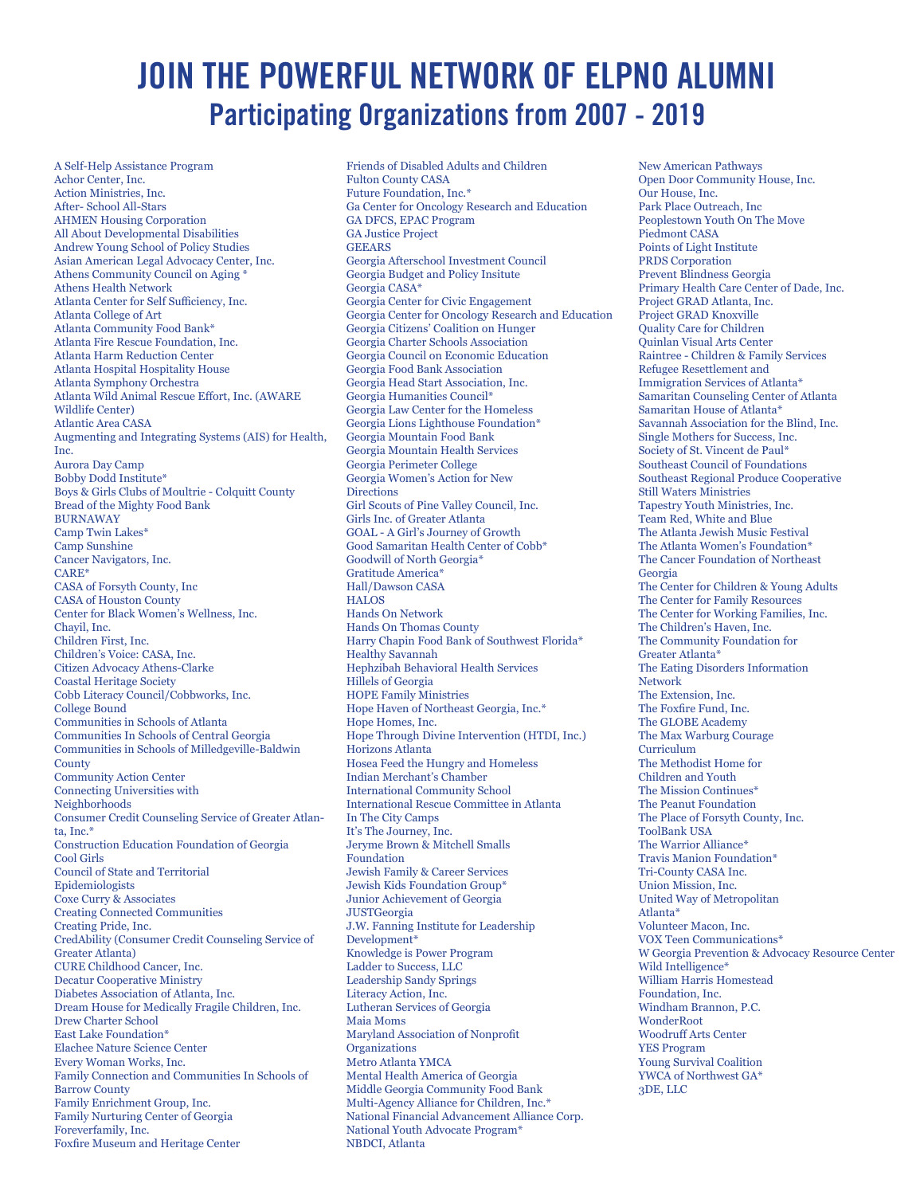# JOIN THE POWERFUL NETWORK OF ELPNO ALUMNI

## Participating Organizations from 2007 - 2019

A Self-Help Assistance Program
Achor Center, Inc.
Action Ministries, Inc.
After- School All-Stars
AHMEN Housing Corporation
All About Developmental Disabilities
Andrew Young School of Policy Studies
Asian American Legal Advocacy Center, Inc.
Athens Community Council on Aging *
Athens Health Network
Atlanta Center for Self Sufficiency, Inc.
Atlanta College of Art
Atlanta Community Food Bank*
Atlanta Fire Rescue Foundation, Inc.
Atlanta Harm Reduction Center
Atlanta Hospital Hospitality House
Atlanta Symphony Orchestra
Atlanta Wild Animal Rescue Effort, Inc. (AWARE Wildlife Center)
Atlantic Area CASA
Augmenting and Integrating Systems (AIS) for Health, Inc.
Aurora Day Camp
Bobby Dodd Institute*
Boys & Girls Clubs of Moultrie - Colquitt County
Bread of the Mighty Food Bank
BURNAWAY
Camp Twin Lakes*
Camp Sunshine
Cancer Navigators, Inc.
CARE*
CASA of Forsyth County, Inc
CASA of Houston County
Center for Black Women's Wellness, Inc.
Chayil, Inc.
Children First, Inc.
Children's Voice: CASA, Inc.
Citizen Advocacy Athens-Clarke
Coastal Heritage Society
Cobb Literacy Council/Cobbworks, Inc.
College Bound
Communities in Schools of Atlanta
Communities In Schools of Central Georgia
Communities in Schools of Milledgeville-Baldwin County
Community Action Center
Connecting Universities with Neighborhoods
Consumer Credit Counseling Service of Greater Atlanta, Inc.*
Construction Education Foundation of Georgia
Cool Girls
Council of State and Territorial Epidemiologists
Coxe Curry & Associates
Creating Connected Communities
Creating Pride, Inc.
CredAbility (Consumer Credit Counseling Service of Greater Atlanta)
CURE Childhood Cancer, Inc.
Decatur Cooperative Ministry
Diabetes Association of Atlanta, Inc.
Dream House for Medically Fragile Children, Inc.
Drew Charter School
East Lake Foundation*
Elachee Nature Science Center
Every Woman Works, Inc.
Family Connection and Communities In Schools of Barrow County
Family Enrichment Group, Inc.
Family Nurturing Center of Georgia
Foreverfamily, Inc.
Foxfire Museum and Heritage Center
Friends of Disabled Adults and Children
Fulton County CASA
Future Foundation, Inc.*
Ga Center for Oncology Research and Education
GA DFCS, EPAC Program
GA Justice Project
GEEARS
Georgia Afterschool Investment Council
Georgia Budget and Policy Insitute
Georgia CASA*
Georgia Center for Civic Engagement
Georgia Center for Oncology Research and Education
Georgia Citizens' Coalition on Hunger
Georgia Charter Schools Association
Georgia Council on Economic Education
Georgia Food Bank Association
Georgia Head Start Association, Inc.
Georgia Humanities Council*
Georgia Law Center for the Homeless
Georgia Lions Lighthouse Foundation*
Georgia Mountain Food Bank
Georgia Mountain Health Services
Georgia Perimeter College
Georgia Women's Action for New Directions
Girl Scouts of Pine Valley Council, Inc.
Girls Inc. of Greater Atlanta
GOAL - A Girl's Journey of Growth
Good Samaritan Health Center of Cobb*
Goodwill of North Georgia*
Gratitude America*
Hall/Dawson CASA
HALOS
Hands On Network
Hands On Thomas County
Harry Chapin Food Bank of Southwest Florida*
Healthy Savannah
Hephzibah Behavioral Health Services
Hillels of Georgia
HOPE Family Ministries
Hope Haven of Northeast Georgia, Inc.*
Hope Homes, Inc.
Hope Through Divine Intervention (HTDI, Inc.)
Horizons Atlanta
Hosea Feed the Hungry and Homeless
Indian Merchant's Chamber
International Community School
International Rescue Committee in Atlanta
In The City Camps
It's The Journey, Inc.
Jeryme Brown & Mitchell Smalls Foundation
Jewish Family & Career Services
Jewish Kids Foundation Group*
Junior Achievement of Georgia
JUSTGeorgia
J.W. Fanning Institute for Leadership Development*
Knowledge is Power Program
Ladder to Success, LLC
Leadership Sandy Springs
Literacy Action, Inc.
Lutheran Services of Georgia
Maia Moms
Maryland Association of Nonprofit Organizations
Metro Atlanta YMCA
Mental Health America of Georgia
Middle Georgia Community Food Bank
Multi-Agency Alliance for Children, Inc.*
National Financial Advancement Alliance Corp.
National Youth Advocate Program*
NBDCI, Atlanta
New American Pathways
Open Door Community House, Inc.
Our House, Inc.
Park Place Outreach, Inc
Peoplestown Youth On The Move
Piedmont CASA
Points of Light Institute
PRDS Corporation
Prevent Blindness Georgia
Primary Health Care Center of Dade, Inc.
Project GRAD Atlanta, Inc.
Project GRAD Knoxville
Quality Care for Children
Quinlan Visual Arts Center
Raintree - Children & Family Services
Refugee Resettlement and Immigration Services of Atlanta*
Samaritan Counseling Center of Atlanta
Samaritan House of Atlanta*
Savannah Association for the Blind, Inc.
Single Mothers for Success, Inc.
Society of St. Vincent de Paul*
Southeast Council of Foundations
Southeast Regional Produce Cooperative
Still Waters Ministries
Tapestry Youth Ministries, Inc.
Team Red, White and Blue
The Atlanta Jewish Music Festival
The Atlanta Women's Foundation*
The Cancer Foundation of Northeast Georgia
The Center for Children & Young Adults
The Center for Family Resources
The Center for Working Families, Inc.
The Children's Haven, Inc.
The Community Foundation for Greater Atlanta*
The Eating Disorders Information Network
The Extension, Inc.
The Foxfire Fund, Inc.
The GLOBE Academy
The Max Warburg Courage Curriculum
The Methodist Home for Children and Youth
The Mission Continues*
The Peanut Foundation
The Place of Forsyth County, Inc.
ToolBank USA
The Warrior Alliance*
Travis Manion Foundation*
Tri-County CASA Inc.
Union Mission, Inc.
United Way of Metropolitan Atlanta*
Volunteer Macon, Inc.
VOX Teen Communications*
W Georgia Prevention & Advocacy Resource Center
Wild Intelligence*
William Harris Homestead Foundation, Inc.
Windham Brannon, P.C.
WonderRoot
Woodruff Arts Center
YES Program
Young Survival Coalition
YWCA of Northwest GA*
3DE, LLC